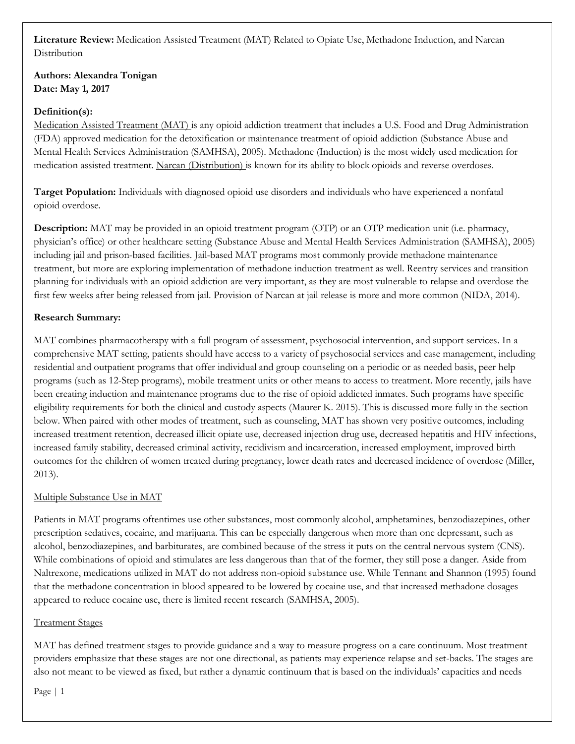**Literature Review:** Medication Assisted Treatment (MAT) Related to Opiate Use, Methadone Induction, and Narcan Distribution

**Authors: Alexandra Tonigan**
**Date: May 1, 2017**

**Definition(s):**
Medication Assisted Treatment (MAT) is any opioid addiction treatment that includes a U.S. Food and Drug Administration (FDA) approved medication for the detoxification or maintenance treatment of opioid addiction (Substance Abuse and Mental Health Services Administration (SAMHSA), 2005). Methadone (Induction) is the most widely used medication for medication assisted treatment. Narcan (Distribution) is known for its ability to block opioids and reverse overdoses.

**Target Population:** Individuals with diagnosed opioid use disorders and individuals who have experienced a nonfatal opioid overdose.

**Description:** MAT may be provided in an opioid treatment program (OTP) or an OTP medication unit (i.e. pharmacy, physician's office) or other healthcare setting (Substance Abuse and Mental Health Services Administration (SAMHSA), 2005) including jail and prison-based facilities. Jail-based MAT programs most commonly provide methadone maintenance treatment, but more are exploring implementation of methadone induction treatment as well. Reentry services and transition planning for individuals with an opioid addiction are very important, as they are most vulnerable to relapse and overdose the first few weeks after being released from jail. Provision of Narcan at jail release is more and more common (NIDA, 2014).

**Research Summary:**

MAT combines pharmacotherapy with a full program of assessment, psychosocial intervention, and support services. In a comprehensive MAT setting, patients should have access to a variety of psychosocial services and case management, including residential and outpatient programs that offer individual and group counseling on a periodic or as needed basis, peer help programs (such as 12-Step programs), mobile treatment units or other means to access to treatment. More recently, jails have been creating induction and maintenance programs due to the rise of opioid addicted inmates. Such programs have specific eligibility requirements for both the clinical and custody aspects (Maurer K. 2015). This is discussed more fully in the section below. When paired with other modes of treatment, such as counseling, MAT has shown very positive outcomes, including increased treatment retention, decreased illicit opiate use, decreased injection drug use, decreased hepatitis and HIV infections, increased family stability, decreased criminal activity, recidivism and incarceration, increased employment, improved birth outcomes for the children of women treated during pregnancy, lower death rates and decreased incidence of overdose (Miller, 2013).

Multiple Substance Use in MAT

Patients in MAT programs oftentimes use other substances, most commonly alcohol, amphetamines, benzodiazepines, other prescription sedatives, cocaine, and marijuana. This can be especially dangerous when more than one depressant, such as alcohol, benzodiazepines, and barbiturates, are combined because of the stress it puts on the central nervous system (CNS). While combinations of opioid and stimulates are less dangerous than that of the former, they still pose a danger. Aside from Naltrexone, medications utilized in MAT do not address non-opioid substance use. While Tennant and Shannon (1995) found that the methadone concentration in blood appeared to be lowered by cocaine use, and that increased methadone dosages appeared to reduce cocaine use, there is limited recent research (SAMHSA, 2005).

Treatment Stages

MAT has defined treatment stages to provide guidance and a way to measure progress on a care continuum. Most treatment providers emphasize that these stages are not one directional, as patients may experience relapse and set-backs. The stages are also not meant to be viewed as fixed, but rather a dynamic continuum that is based on the individuals' capacities and needs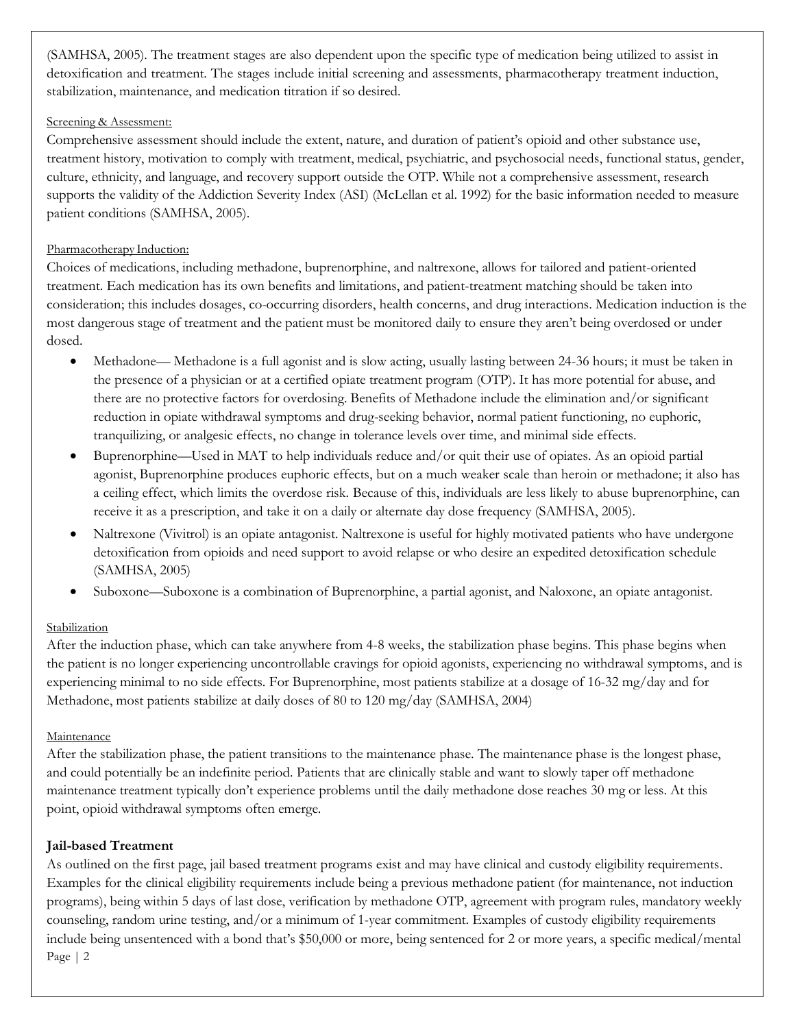(SAMHSA, 2005). The treatment stages are also dependent upon the specific type of medication being utilized to assist in detoxification and treatment. The stages include initial screening and assessments, pharmacotherapy treatment induction, stabilization, maintenance, and medication titration if so desired.

Screening & Assessment:

Comprehensive assessment should include the extent, nature, and duration of patient's opioid and other substance use, treatment history, motivation to comply with treatment, medical, psychiatric, and psychosocial needs, functional status, gender, culture, ethnicity, and language, and recovery support outside the OTP. While not a comprehensive assessment, research supports the validity of the Addiction Severity Index (ASI) (McLellan et al. 1992) for the basic information needed to measure patient conditions (SAMHSA, 2005).

Pharmacotherapy Induction:

Choices of medications, including methadone, buprenorphine, and naltrexone, allows for tailored and patient-oriented treatment. Each medication has its own benefits and limitations, and patient-treatment matching should be taken into consideration; this includes dosages, co-occurring disorders, health concerns, and drug interactions. Medication induction is the most dangerous stage of treatment and the patient must be monitored daily to ensure they aren't being overdosed or under dosed.

- Methadone— Methadone is a full agonist and is slow acting, usually lasting between 24-36 hours; it must be taken in the presence of a physician or at a certified opiate treatment program (OTP). It has more potential for abuse, and there are no protective factors for overdosing. Benefits of Methadone include the elimination and/or significant reduction in opiate withdrawal symptoms and drug-seeking behavior, normal patient functioning, no euphoric, tranquilizing, or analgesic effects, no change in tolerance levels over time, and minimal side effects.
- Buprenorphine—Used in MAT to help individuals reduce and/or quit their use of opiates. As an opioid partial agonist, Buprenorphine produces euphoric effects, but on a much weaker scale than heroin or methadone; it also has a ceiling effect, which limits the overdose risk. Because of this, individuals are less likely to abuse buprenorphine, can receive it as a prescription, and take it on a daily or alternate day dose frequency (SAMHSA, 2005).
- Naltrexone (Vivitrol) is an opiate antagonist. Naltrexone is useful for highly motivated patients who have undergone detoxification from opioids and need support to avoid relapse or who desire an expedited detoxification schedule (SAMHSA, 2005)
- Suboxone—Suboxone is a combination of Buprenorphine, a partial agonist, and Naloxone, an opiate antagonist.

Stabilization

After the induction phase, which can take anywhere from 4-8 weeks, the stabilization phase begins. This phase begins when the patient is no longer experiencing uncontrollable cravings for opioid agonists, experiencing no withdrawal symptoms, and is experiencing minimal to no side effects. For Buprenorphine, most patients stabilize at a dosage of 16-32 mg/day and for Methadone, most patients stabilize at daily doses of 80 to 120 mg/day (SAMHSA, 2004)

Maintenance

After the stabilization phase, the patient transitions to the maintenance phase. The maintenance phase is the longest phase, and could potentially be an indefinite period. Patients that are clinically stable and want to slowly taper off methadone maintenance treatment typically don't experience problems until the daily methadone dose reaches 30 mg or less. At this point, opioid withdrawal symptoms often emerge.

**Jail-based Treatment**

As outlined on the first page, jail based treatment programs exist and may have clinical and custody eligibility requirements. Examples for the clinical eligibility requirements include being a previous methadone patient (for maintenance, not induction programs), being within 5 days of last dose, verification by methadone OTP, agreement with program rules, mandatory weekly counseling, random urine testing, and/or a minimum of 1-year commitment. Examples of custody eligibility requirements include being unsentenced with a bond that's $50,000 or more, being sentenced for 2 or more years, a specific medical/mental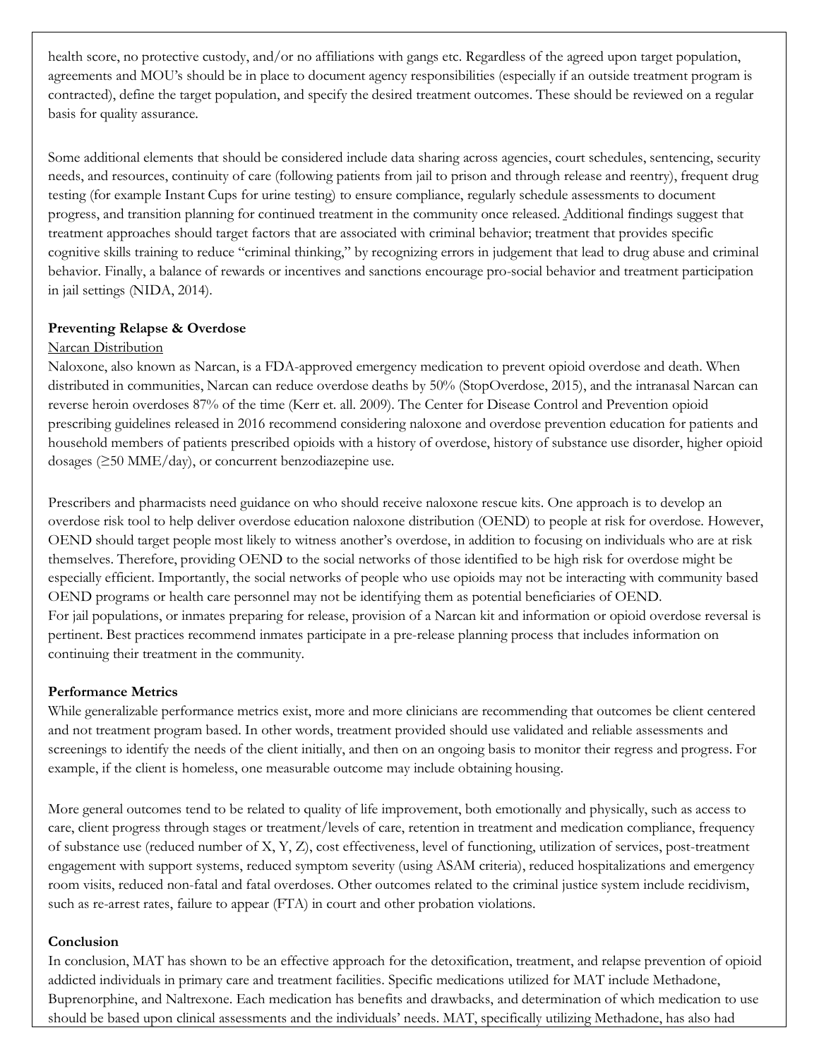health score, no protective custody, and/or no affiliations with gangs etc. Regardless of the agreed upon target population, agreements and MOU's should be in place to document agency responsibilities (especially if an outside treatment program is contracted), define the target population, and specify the desired treatment outcomes. These should be reviewed on a regular basis for quality assurance.

Some additional elements that should be considered include data sharing across agencies, court schedules, sentencing, security needs, and resources, continuity of care (following patients from jail to prison and through release and reentry), frequent drug testing (for example Instant Cups for urine testing) to ensure compliance, regularly schedule assessments to document progress, and transition planning for continued treatment in the community once released. Additional findings suggest that treatment approaches should target factors that are associated with criminal behavior; treatment that provides specific cognitive skills training to reduce "criminal thinking," by recognizing errors in judgement that lead to drug abuse and criminal behavior. Finally, a balance of rewards or incentives and sanctions encourage pro-social behavior and treatment participation in jail settings (NIDA, 2014).

**Preventing Relapse & Overdose**

Narcan Distribution

Naloxone, also known as Narcan, is a FDA-approved emergency medication to prevent opioid overdose and death. When distributed in communities, Narcan can reduce overdose deaths by 50% (StopOverdose, 2015), and the intranasal Narcan can reverse heroin overdoses 87% of the time (Kerr et. all. 2009). The Center for Disease Control and Prevention opioid prescribing guidelines released in 2016 recommend considering naloxone and overdose prevention education for patients and household members of patients prescribed opioids with a history of overdose, history of substance use disorder, higher opioid dosages (≥50 MME/day), or concurrent benzodiazepine use.

Prescribers and pharmacists need guidance on who should receive naloxone rescue kits. One approach is to develop an overdose risk tool to help deliver overdose education naloxone distribution (OEND) to people at risk for overdose. However, OEND should target people most likely to witness another's overdose, in addition to focusing on individuals who are at risk themselves. Therefore, providing OEND to the social networks of those identified to be high risk for overdose might be especially efficient. Importantly, the social networks of people who use opioids may not be interacting with community based OEND programs or health care personnel may not be identifying them as potential beneficiaries of OEND.
For jail populations, or inmates preparing for release, provision of a Narcan kit and information or opioid overdose reversal is pertinent. Best practices recommend inmates participate in a pre-release planning process that includes information on continuing their treatment in the community.

**Performance Metrics**

While generalizable performance metrics exist, more and more clinicians are recommending that outcomes be client centered and not treatment program based. In other words, treatment provided should use validated and reliable assessments and screenings to identify the needs of the client initially, and then on an ongoing basis to monitor their regress and progress. For example, if the client is homeless, one measurable outcome may include obtaining housing.

More general outcomes tend to be related to quality of life improvement, both emotionally and physically, such as access to care, client progress through stages or treatment/levels of care, retention in treatment and medication compliance, frequency of substance use (reduced number of X, Y, Z), cost effectiveness, level of functioning, utilization of services, post-treatment engagement with support systems, reduced symptom severity (using ASAM criteria), reduced hospitalizations and emergency room visits, reduced non-fatal and fatal overdoses. Other outcomes related to the criminal justice system include recidivism, such as re-arrest rates, failure to appear (FTA) in court and other probation violations.

**Conclusion**

In conclusion, MAT has shown to be an effective approach for the detoxification, treatment, and relapse prevention of opioid addicted individuals in primary care and treatment facilities. Specific medications utilized for MAT include Methadone, Buprenorphine, and Naltrexone. Each medication has benefits and drawbacks, and determination of which medication to use should be based upon clinical assessments and the individuals' needs. MAT, specifically utilizing Methadone, has also had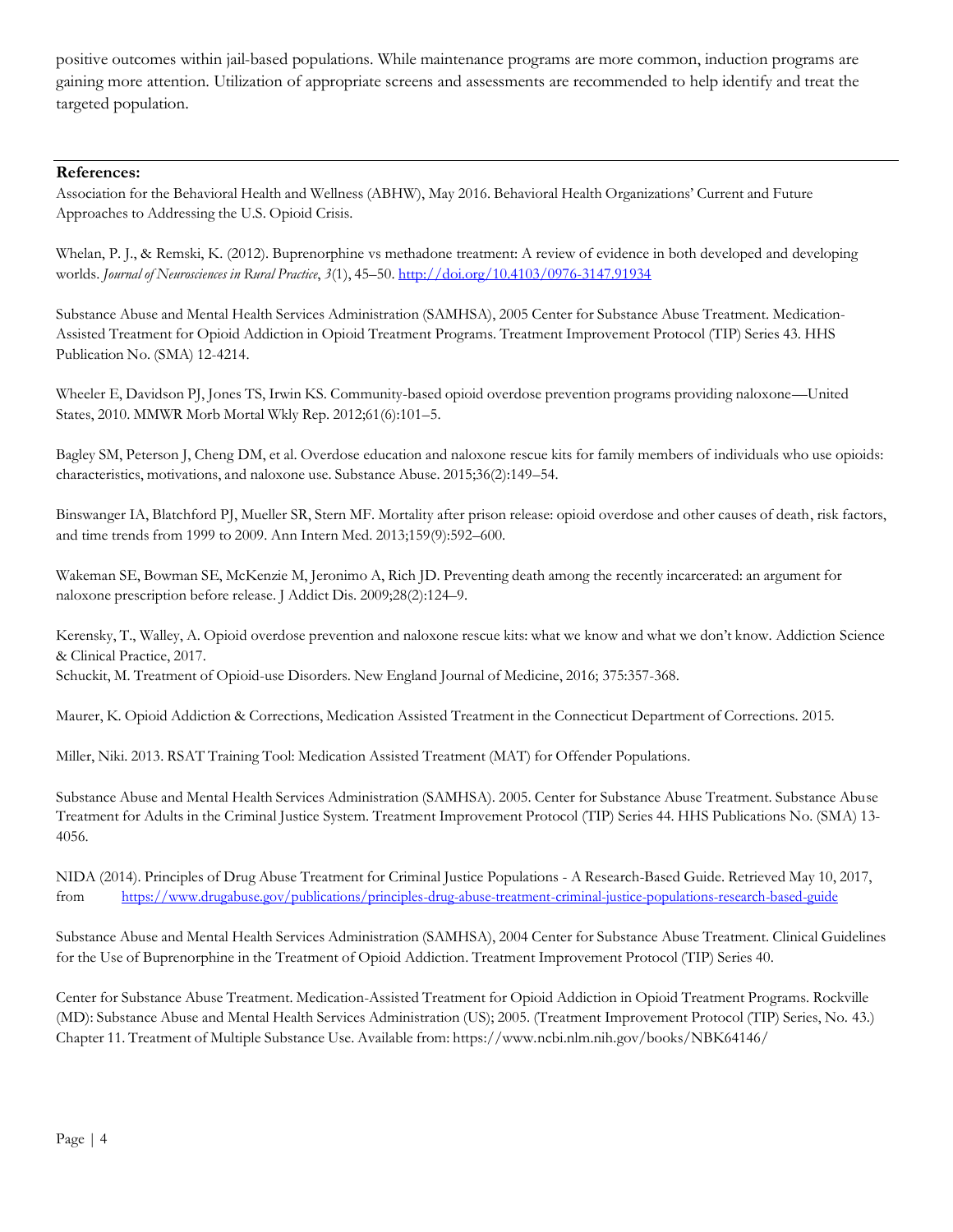positive outcomes within jail-based populations. While maintenance programs are more common, induction programs are gaining more attention. Utilization of appropriate screens and assessments are recommended to help identify and treat the targeted population.

---

**References:**

Association for the Behavioral Health and Wellness (ABHW), May 2016. Behavioral Health Organizations' Current and Future Approaches to Addressing the U.S. Opioid Crisis.

Whelan, P. J., & Remski, K. (2012). Buprenorphine vs methadone treatment: A review of evidence in both developed and developing worlds. *Journal of Neurosciences in Rural Practice*, *3*(1), 45–50. http://doi.org/10.4103/0976-3147.91934

Substance Abuse and Mental Health Services Administration (SAMHSA), 2005 Center for Substance Abuse Treatment. Medication-Assisted Treatment for Opioid Addiction in Opioid Treatment Programs. Treatment Improvement Protocol (TIP) Series 43. HHS Publication No. (SMA) 12-4214.

Wheeler E, Davidson PJ, Jones TS, Irwin KS. Community-based opioid overdose prevention programs providing naloxone—United States, 2010. MMWR Morb Mortal Wkly Rep. 2012;61(6):101–5.

Bagley SM, Peterson J, Cheng DM, et al. Overdose education and naloxone rescue kits for family members of individuals who use opioids: characteristics, motivations, and naloxone use. Substance Abuse. 2015;36(2):149–54.

Binswanger IA, Blatchford PJ, Mueller SR, Stern MF. Mortality after prison release: opioid overdose and other causes of death, risk factors, and time trends from 1999 to 2009. Ann Intern Med. 2013;159(9):592–600.

Wakeman SE, Bowman SE, McKenzie M, Jeronimo A, Rich JD. Preventing death among the recently incarcerated: an argument for naloxone prescription before release. J Addict Dis. 2009;28(2):124–9.

Kerensky, T., Walley, A. Opioid overdose prevention and naloxone rescue kits: what we know and what we don't know. Addiction Science & Clinical Practice, 2017.
Schuckit, M. Treatment of Opioid-use Disorders. New England Journal of Medicine, 2016; 375:357-368.

Maurer, K. Opioid Addiction & Corrections, Medication Assisted Treatment in the Connecticut Department of Corrections. 2015.

Miller, Niki. 2013. RSAT Training Tool: Medication Assisted Treatment (MAT) for Offender Populations.

Substance Abuse and Mental Health Services Administration (SAMHSA). 2005. Center for Substance Abuse Treatment. Substance Abuse Treatment for Adults in the Criminal Justice System. Treatment Improvement Protocol (TIP) Series 44. HHS Publications No. (SMA) 13-4056.

NIDA (2014). Principles of Drug Abuse Treatment for Criminal Justice Populations - A Research-Based Guide. Retrieved May 10, 2017, from https://www.drugabuse.gov/publications/principles-drug-abuse-treatment-criminal-justice-populations-research-based-guide

Substance Abuse and Mental Health Services Administration (SAMHSA), 2004 Center for Substance Abuse Treatment. Clinical Guidelines for the Use of Buprenorphine in the Treatment of Opioid Addiction. Treatment Improvement Protocol (TIP) Series 40.

Center for Substance Abuse Treatment. Medication-Assisted Treatment for Opioid Addiction in Opioid Treatment Programs. Rockville (MD): Substance Abuse and Mental Health Services Administration (US); 2005. (Treatment Improvement Protocol (TIP) Series, No. 43.) Chapter 11. Treatment of Multiple Substance Use. Available from: https://www.ncbi.nlm.nih.gov/books/NBK64146/